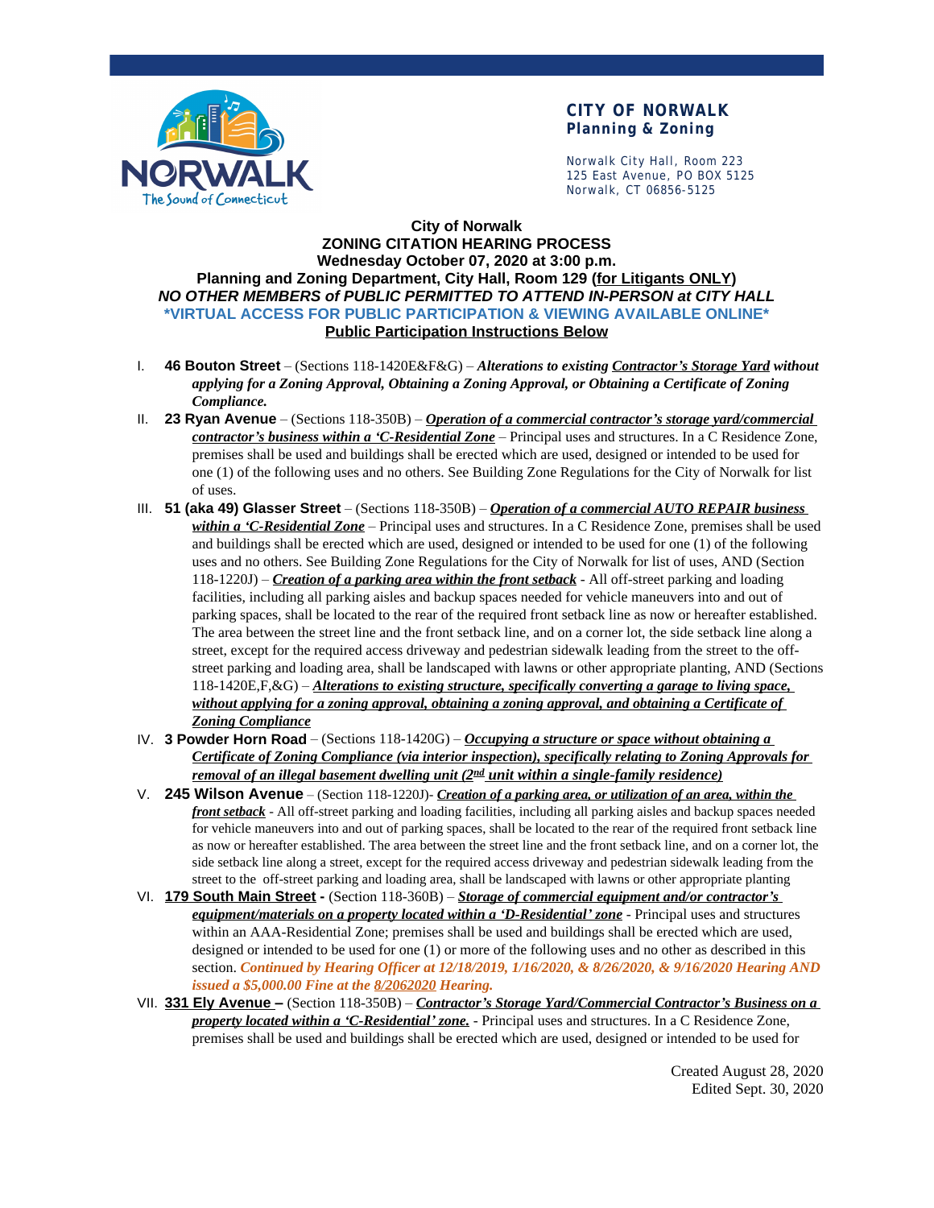**CITY OF NORWALK**
**Planning & Zoning**

Norwalk City Hall, Room 223
125 East Avenue, PO BOX 5125
Norwalk, CT 06856-5125

**City of Norwalk**
**ZONING CITATION HEARING PROCESS**
**Wednesday October 07, 2020 at 3:00 p.m.**
**Planning and Zoning Department, City Hall, Room 129 (for Litigants ONLY)**
***NO OTHER MEMBERS of PUBLIC PERMITTED TO ATTEND IN-PERSON at CITY HALL***
**\*VIRTUAL ACCESS FOR PUBLIC PARTICIPATION & VIEWING AVAILABLE ONLINE\***
**Public Participation Instructions Below**

I. **46 Bouton Street** – (Sections 118-1420E&F&G) – ***Alterations to existing Contractor's Storage Yard without applying for a Zoning Approval, Obtaining a Zoning Approval, or Obtaining a Certificate of Zoning Compliance.***

II. **23 Ryan Avenue** – (Sections 118-350B) – ***Operation of a commercial contractor's storage yard/commercial contractor's business within a 'C-Residential Zone*** – Principal uses and structures. In a C Residence Zone, premises shall be used and buildings shall be erected which are used, designed or intended to be used for one (1) of the following uses and no others. See Building Zone Regulations for the City of Norwalk for list of uses.

III. **51 (aka 49) Glasser Street** – (Sections 118-350B) – ***Operation of a commercial AUTO REPAIR business within a 'C-Residential Zone*** – Principal uses and structures. In a C Residence Zone, premises shall be used and buildings shall be erected which are used, designed or intended to be used for one (1) of the following uses and no others. See Building Zone Regulations for the City of Norwalk for list of uses, AND (Section 118-1220J) – ***Creation of a parking area within the front setback*** - All off-street parking and loading facilities, including all parking aisles and backup spaces needed for vehicle maneuvers into and out of parking spaces, shall be located to the rear of the required front setback line as now or hereafter established. The area between the street line and the front setback line, and on a corner lot, the side setback line along a street, except for the required access driveway and pedestrian sidewalk leading from the street to the off-street parking and loading area, shall be landscaped with lawns or other appropriate planting, AND (Sections 118-1420E,F,&G) – ***Alterations to existing structure, specifically converting a garage to living space, without applying for a zoning approval, obtaining a zoning approval, and obtaining a Certificate of Zoning Compliance***

IV. **3 Powder Horn Road** – (Sections 118-1420G) – ***Occupying a structure or space without obtaining a Certificate of Zoning Compliance (via interior inspection), specifically relating to Zoning Approvals for removal of an illegal basement dwelling unit (2nd unit within a single-family residence)***

V. **245 Wilson Avenue** – (Section 118-1220J)- ***Creation of a parking area, or utilization of an area, within the front setback*** - All off-street parking and loading facilities, including all parking aisles and backup spaces needed for vehicle maneuvers into and out of parking spaces, shall be located to the rear of the required front setback line as now or hereafter established. The area between the street line and the front setback line, and on a corner lot, the side setback line along a street, except for the required access driveway and pedestrian sidewalk leading from the street to the off-street parking and loading area, shall be landscaped with lawns or other appropriate planting

VI. **179 South Main Street -** (Section 118-360B) – ***Storage of commercial equipment and/or contractor's equipment/materials on a property located within a 'D-Residential' zone*** - Principal uses and structures within an AAA-Residential Zone; premises shall be used and buildings shall be erected which are used, designed or intended to be used for one (1) or more of the following uses and no other as described in this section. ***Continued by Hearing Officer at 12/18/2019, 1/16/2020, & 8/26/2020, & 9/16/2020 Hearing AND issued a $5,000.00 Fine at the 8/2062020 Hearing.***

VII. **331 Ely Avenue –** (Section 118-350B) – ***Contractor's Storage Yard/Commercial Contractor's Business on a property located within a 'C-Residential' zone.*** - Principal uses and structures. In a C Residence Zone, premises shall be used and buildings shall be erected which are used, designed or intended to be used for

Created August 28, 2020
Edited Sept. 30, 2020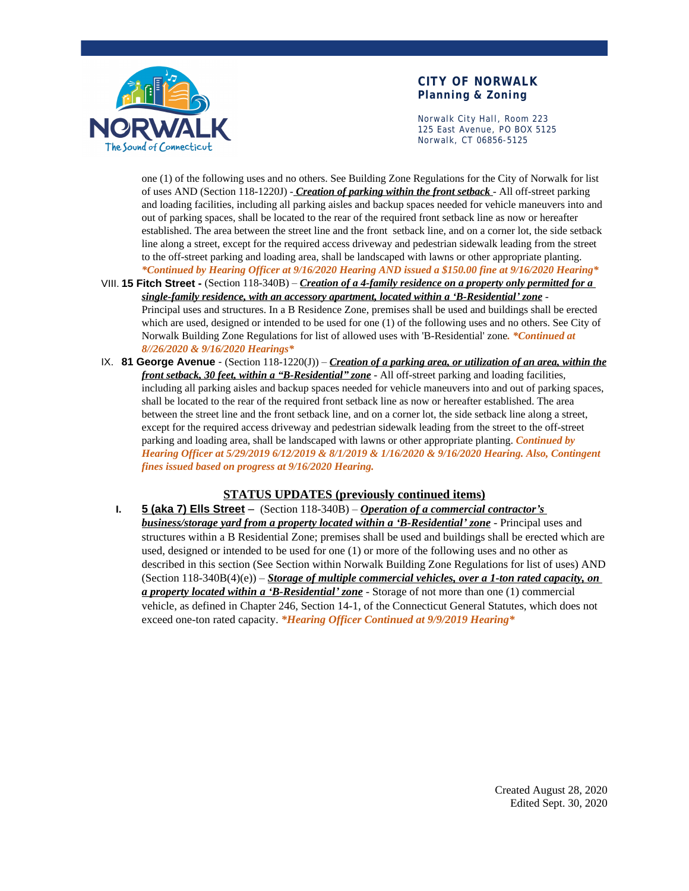one (1) of the following uses and no others. See Building Zone Regulations for the City of Norwalk for list of uses AND (Section 118-1220J) - ***Creation of parking within the front setback*** - All off-street parking and loading facilities, including all parking aisles and backup spaces needed for vehicle maneuvers into and out of parking spaces, shall be located to the rear of the required front setback line as now or hereafter established. The area between the street line and the front setback line, and on a corner lot, the side setback line along a street, except for the required access driveway and pedestrian sidewalk leading from the street to the off-street parking and loading area, shall be landscaped with lawns or other appropriate planting. ***Continued by Hearing Officer at 9/16/2020 Hearing AND issued a $150.00 fine at 9/16/2020 Hearing***

VIII. **15 Fitch Street -** (Section 118-340B) – ***Creation of a 4-family residence on a property only permitted for a single-family residence, with an accessory apartment, located within a 'B-Residential' zone*** - Principal uses and structures. In a B Residence Zone, premises shall be used and buildings shall be erected which are used, designed or intended to be used for one (1) of the following uses and no others. See City of Norwalk Building Zone Regulations for list of allowed uses with 'B-Residential' zone. ***Continued at 8//26/2020 & 9/16/2020 Hearings***

IX. **81 George Avenue** - (Section 118-1220(J)) – ***Creation of a parking area, or utilization of an area, within the front setback, 30 feet, within a "B-Residential" zone*** - All off-street parking and loading facilities, including all parking aisles and backup spaces needed for vehicle maneuvers into and out of parking spaces, shall be located to the rear of the required front setback line as now or hereafter established. The area between the street line and the front setback line, and on a corner lot, the side setback line along a street, except for the required access driveway and pedestrian sidewalk leading from the street to the off-street parking and loading area, shall be landscaped with lawns or other appropriate planting. ***Continued by Hearing Officer at 5/29/2019 6/12/2019 & 8/1/2019 & 1/16/2020 & 9/16/2020 Hearing. Also, Contingent fines issued based on progress at 9/16/2020 Hearing.***

## STATUS UPDATES (previously continued items)

I. **5 (aka 7) Ells Street –** (Section 118-340B) – ***Operation of a commercial contractor's business/storage yard from a property located within a 'B-Residential' zone*** - Principal uses and structures within a B Residential Zone; premises shall be used and buildings shall be erected which are used, designed or intended to be used for one (1) or more of the following uses and no other as described in this section (See Section within Norwalk Building Zone Regulations for list of uses) AND (Section 118-340B(4)(e)) – ***Storage of multiple commercial vehicles, over a 1-ton rated capacity, on a property located within a 'B-Residential' zone*** - Storage of not more than one (1) commercial vehicle, as defined in Chapter 246, Section 14-1, of the Connecticut General Statutes, which does not exceed one-ton rated capacity. ***Hearing Officer Continued at 9/9/2019 Hearing***

Created August 28, 2020
Edited Sept. 30, 2020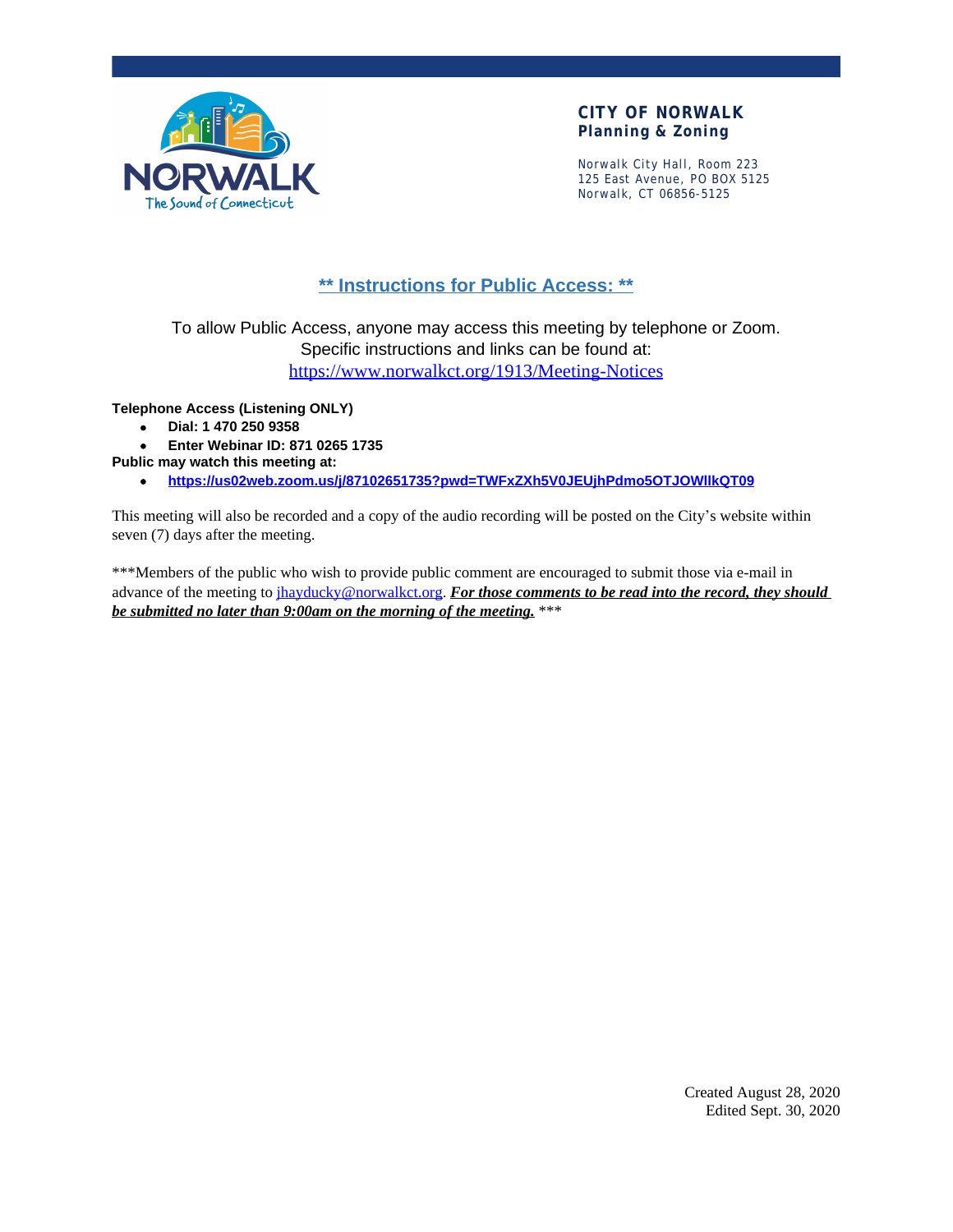**CITY OF NORWALK**
**Planning & Zoning**

Norwalk City Hall, Room 223
125 East Avenue, PO BOX 5125
Norwalk, CT 06856-5125

## ** Instructions for Public Access: **

To allow Public Access, anyone may access this meeting by telephone or Zoom. Specific instructions and links can be found at: https://www.norwalkct.org/1913/Meeting-Notices

**Telephone Access (Listening ONLY)**

- **Dial: 1 470 250 9358**
- **Enter Webinar ID: 871 0265 1735**

**Public may watch this meeting at:**

- **https://us02web.zoom.us/j/87102651735?pwd=TWFxZXh5V0JEUjhPdmo5OTJOWllkQT09**

This meeting will also be recorded and a copy of the audio recording will be posted on the City's website within seven (7) days after the meeting.

***Members of the public who wish to provide public comment are encouraged to submit those via e-mail in advance of the meeting to jhayducky@norwalkct.org. ***For those comments to be read into the record, they should be submitted no later than 9:00am on the morning of the meeting.*** ***

Created August 28, 2020
Edited Sept. 30, 2020